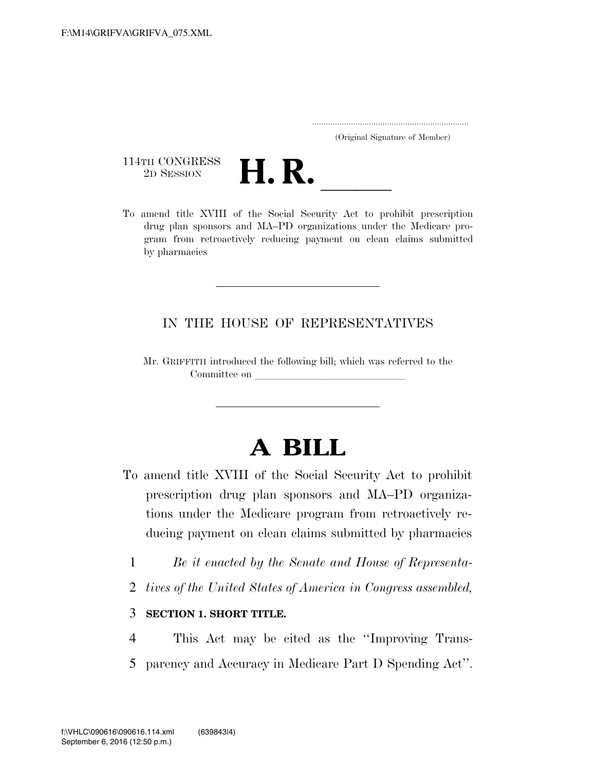(Original Signature of Member)

114TH CONGRESS
2D SESSION

# H. R. \_\_\_\_\_

To amend title XVIII of the Social Security Act to prohibit prescription drug plan sponsors and MA–PD organizations under the Medicare program from retroactively reducing payment on clean claims submitted by pharmacies

IN THE HOUSE OF REPRESENTATIVES

Mr. GRIFFITH introduced the following bill; which was referred to the Committee on \_\_\_\_\_\_\_\_\_\_\_\_\_\_\_\_\_\_\_\_\_\_\_\_\_\_\_\_

# A BILL

To amend title XVIII of the Social Security Act to prohibit prescription drug plan sponsors and MA–PD organizations under the Medicare program from retroactively reducing payment on clean claims submitted by pharmacies

*Be it enacted by the Senate and House of Representatives of the United States of America in Congress assembled,*

**SECTION 1. SHORT TITLE.**

This Act may be cited as the ''Improving Transparency and Accuracy in Medicare Part D Spending Act''.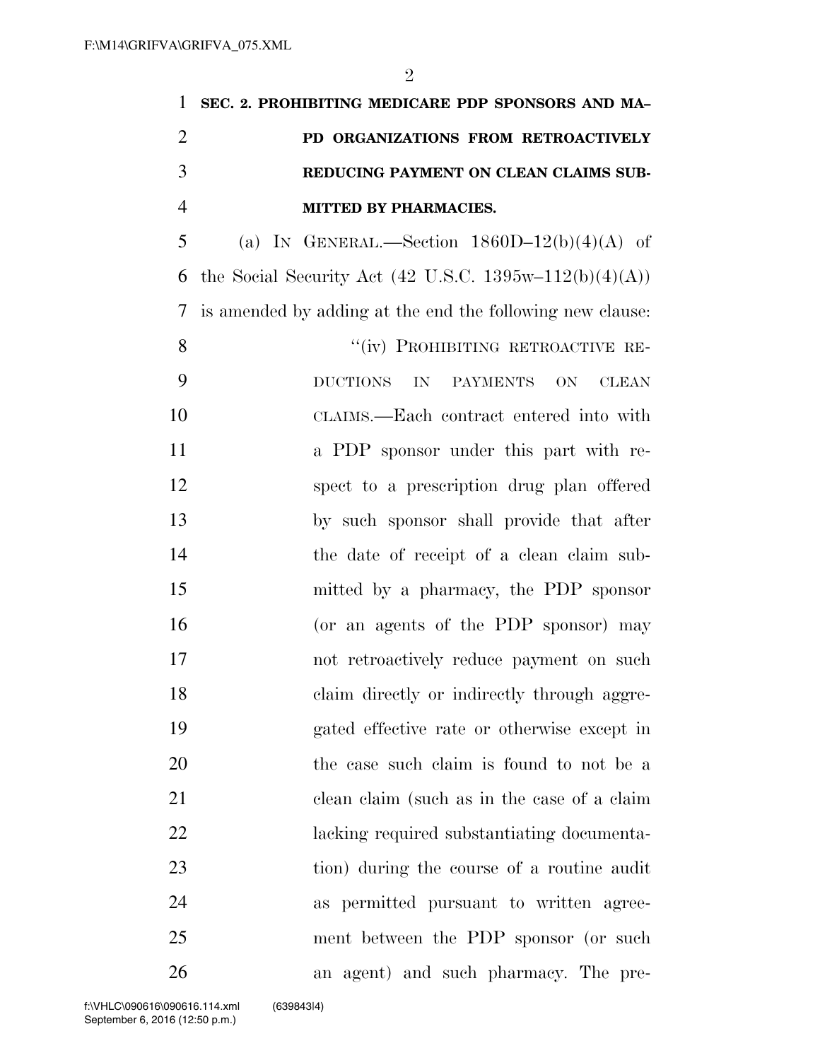**SEC. 2. PROHIBITING MEDICARE PDP SPONSORS AND MA–PD ORGANIZATIONS FROM RETROACTIVELY REDUCING PAYMENT ON CLEAN CLAIMS SUBMITTED BY PHARMACIES.**

(a) IN GENERAL.—Section 1860D–12(b)(4)(A) of the Social Security Act (42 U.S.C. 1395w–112(b)(4)(A)) is amended by adding at the end the following new clause:

"(iv) PROHIBITING RETROACTIVE REDUCTIONS IN PAYMENTS ON CLEAN CLAIMS.—Each contract entered into with a PDP sponsor under this part with respect to a prescription drug plan offered by such sponsor shall provide that after the date of receipt of a clean claim submitted by a pharmacy, the PDP sponsor (or an agents of the PDP sponsor) may not retroactively reduce payment on such claim directly or indirectly through aggregated effective rate or otherwise except in the case such claim is found to not be a clean claim (such as in the case of a claim lacking required substantiating documentation) during the course of a routine audit as permitted pursuant to written agreement between the PDP sponsor (or such an agent) and such pharmacy. The pre-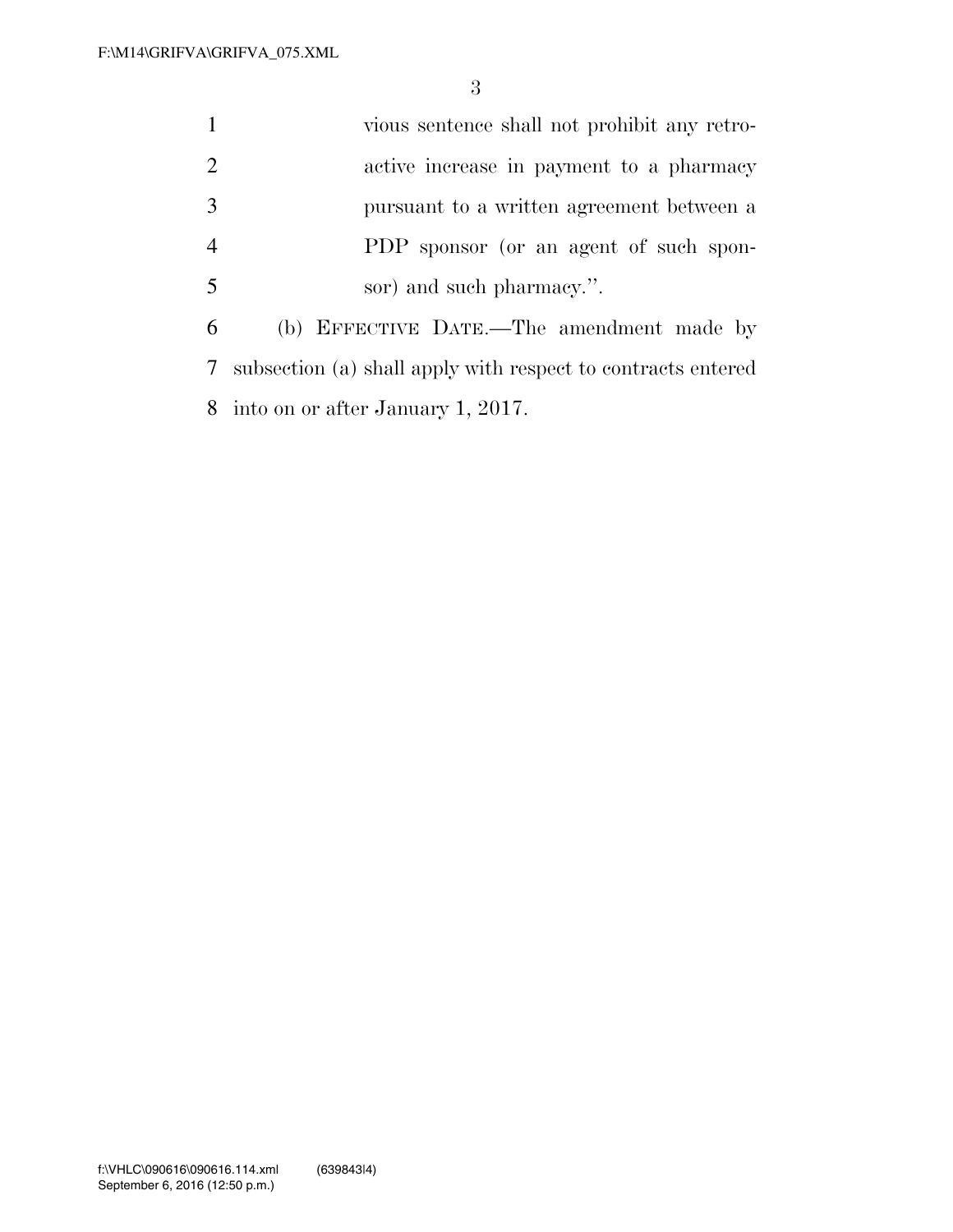vious sentence shall not prohibit any retroactive increase in payment to a pharmacy pursuant to a written agreement between a PDP sponsor (or an agent of such sponsor) and such pharmacy.''.

(b) EFFECTIVE DATE.—The amendment made by subsection (a) shall apply with respect to contracts entered into on or after January 1, 2017.